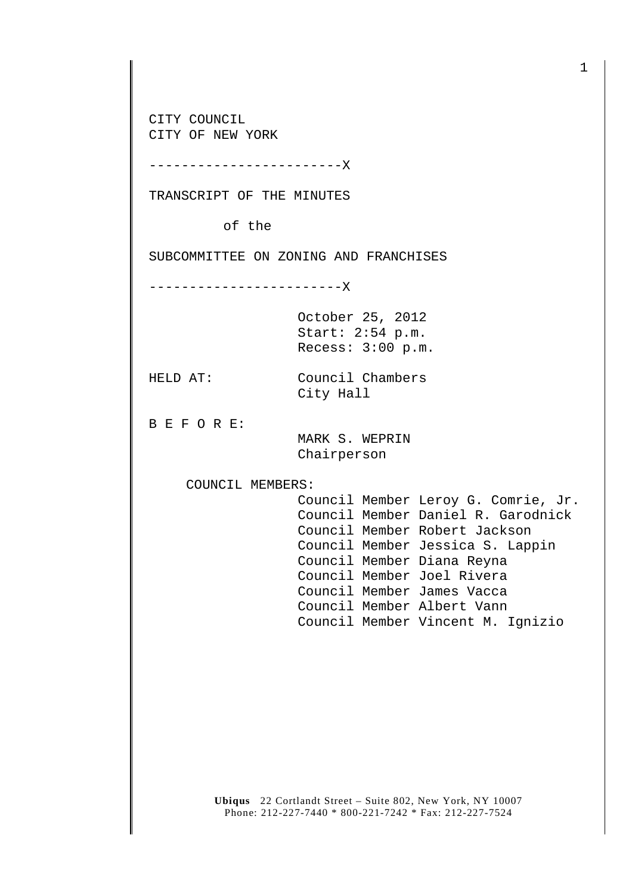CITY COUNCIL
CITY OF NEW YORK

------------------------X

TRANSCRIPT OF THE MINUTES

of the

SUBCOMMITTEE ON ZONING AND FRANCHISES

------------------------X

October 25, 2012
Start: 2:54 p.m.
Recess: 3:00 p.m.

HELD AT: Council Chambers
City Hall

B E F O R E:

MARK S. WEPRIN
Chairperson

COUNCIL MEMBERS:

Council Member Leroy G. Comrie, Jr.
Council Member Daniel R. Garodnick
Council Member Robert Jackson
Council Member Jessica S. Lappin
Council Member Diana Reyna
Council Member Joel Rivera
Council Member James Vacca
Council Member Albert Vann
Council Member Vincent M. Ignizio

**Ubiqus** 22 Cortlandt Street – Suite 802, New York, NY 10007
Phone: 212-227-7440 * 800-221-7242 * Fax: 212-227-7524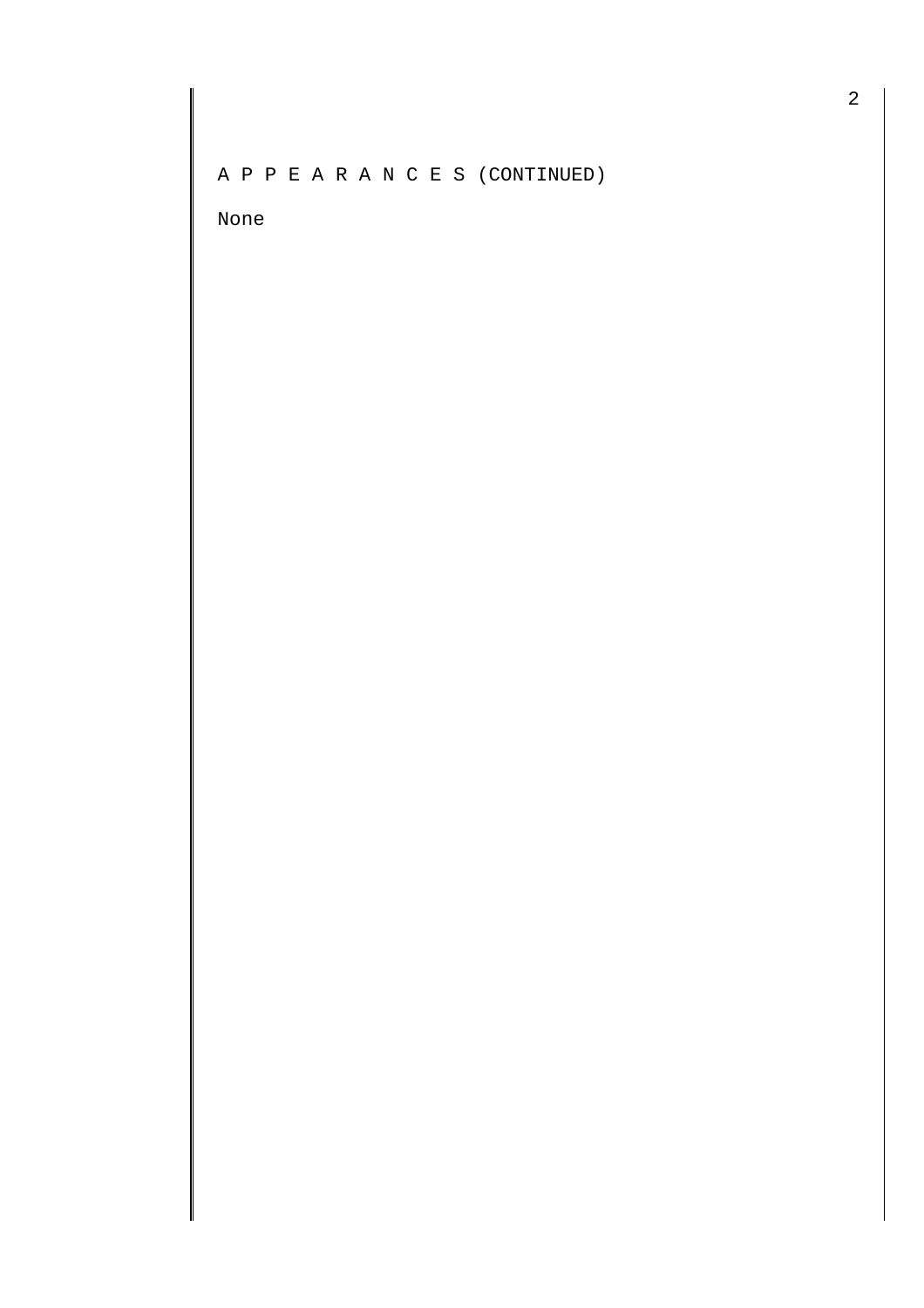A P P E A R A N C E S (CONTINUED)

None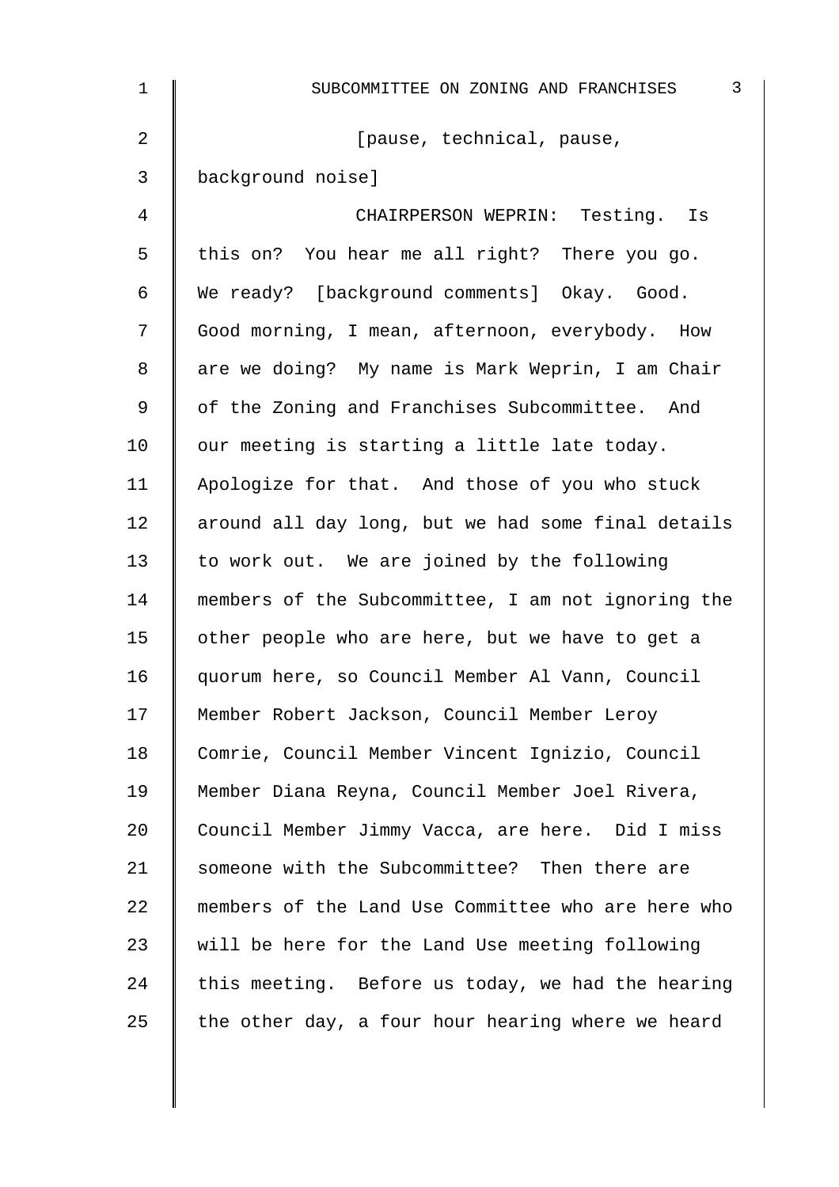[pause, technical, pause, background noise]

CHAIRPERSON WEPRIN: Testing. Is this on? You hear me all right? There you go. We ready? [background comments] Okay. Good. Good morning, I mean, afternoon, everybody. How are we doing? My name is Mark Weprin, I am Chair of the Zoning and Franchises Subcommittee. And our meeting is starting a little late today. Apologize for that. And those of you who stuck around all day long, but we had some final details to work out. We are joined by the following members of the Subcommittee, I am not ignoring the other people who are here, but we have to get a quorum here, so Council Member Al Vann, Council Member Robert Jackson, Council Member Leroy Comrie, Council Member Vincent Ignizio, Council Member Diana Reyna, Council Member Joel Rivera, Council Member Jimmy Vacca, are here. Did I miss someone with the Subcommittee? Then there are members of the Land Use Committee who are here who will be here for the Land Use meeting following this meeting. Before us today, we had the hearing the other day, a four hour hearing where we heard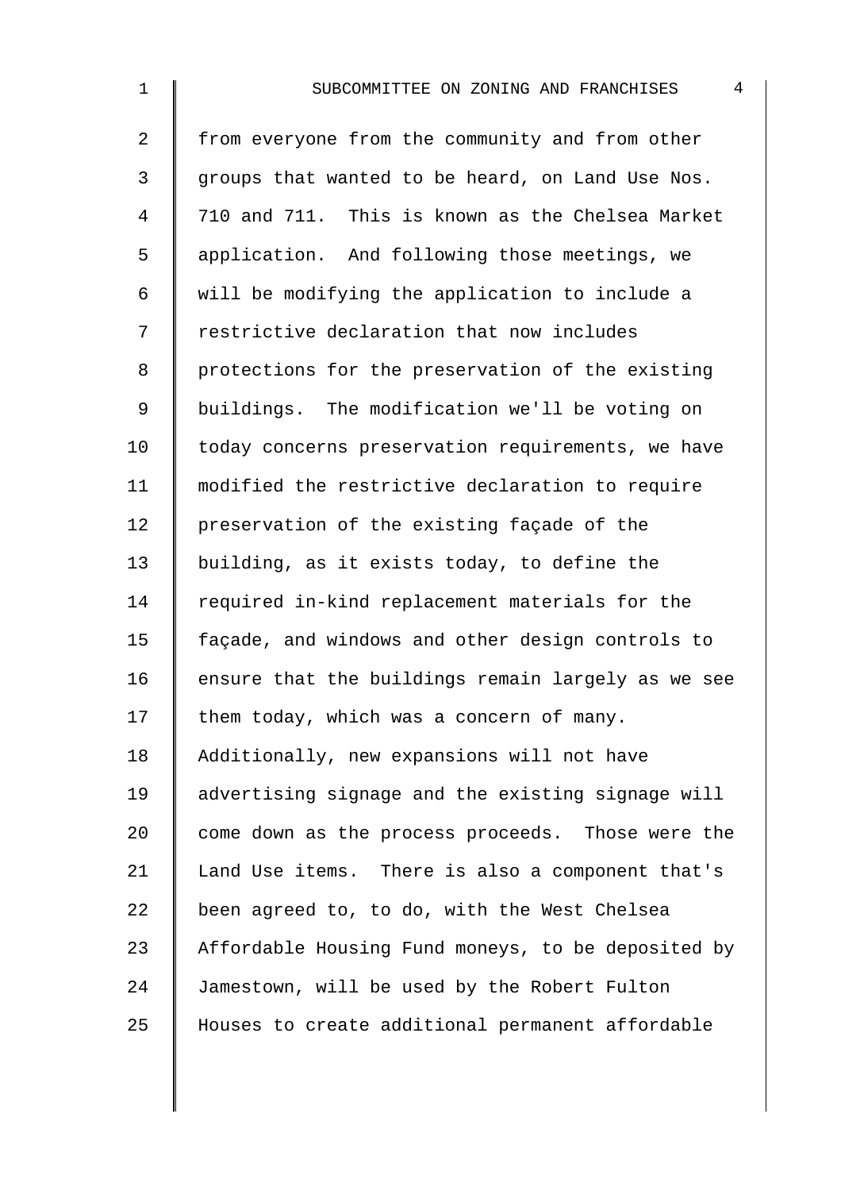from everyone from the community and from other groups that wanted to be heard, on Land Use Nos. 710 and 711. This is known as the Chelsea Market application. And following those meetings, we will be modifying the application to include a restrictive declaration that now includes protections for the preservation of the existing buildings. The modification we'll be voting on today concerns preservation requirements, we have modified the restrictive declaration to require preservation of the existing façade of the building, as it exists today, to define the required in-kind replacement materials for the façade, and windows and other design controls to ensure that the buildings remain largely as we see them today, which was a concern of many. Additionally, new expansions will not have advertising signage and the existing signage will come down as the process proceeds. Those were the Land Use items. There is also a component that's been agreed to, to do, with the West Chelsea Affordable Housing Fund moneys, to be deposited by Jamestown, will be used by the Robert Fulton Houses to create additional permanent affordable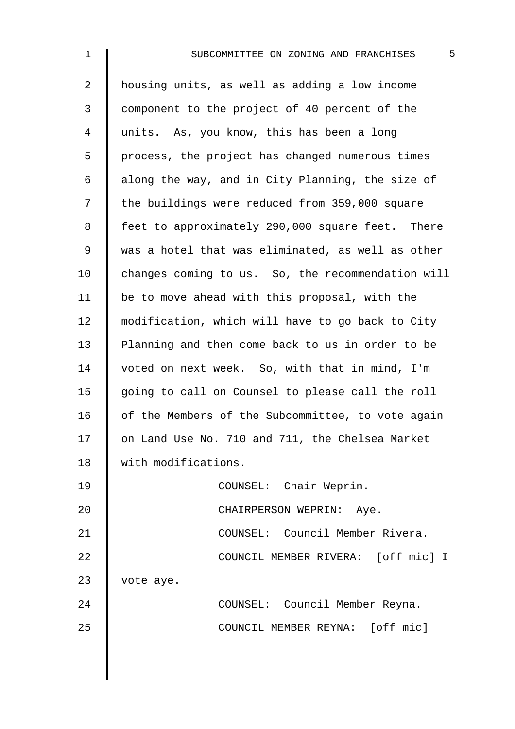housing units, as well as adding a low income component to the project of 40 percent of the units. As, you know, this has been a long process, the project has changed numerous times along the way, and in City Planning, the size of the buildings were reduced from 359,000 square feet to approximately 290,000 square feet. There was a hotel that was eliminated, as well as other changes coming to us. So, the recommendation will be to move ahead with this proposal, with the modification, which will have to go back to City Planning and then come back to us in order to be voted on next week. So, with that in mind, I'm going to call on Counsel to please call the roll of the Members of the Subcommittee, to vote again on Land Use No. 710 and 711, the Chelsea Market with modifications.

COUNSEL: Chair Weprin.

CHAIRPERSON WEPRIN: Aye.

COUNSEL: Council Member Rivera.

COUNCIL MEMBER RIVERA: [off mic] I vote aye.

COUNSEL: Council Member Reyna.

COUNCIL MEMBER REYNA: [off mic]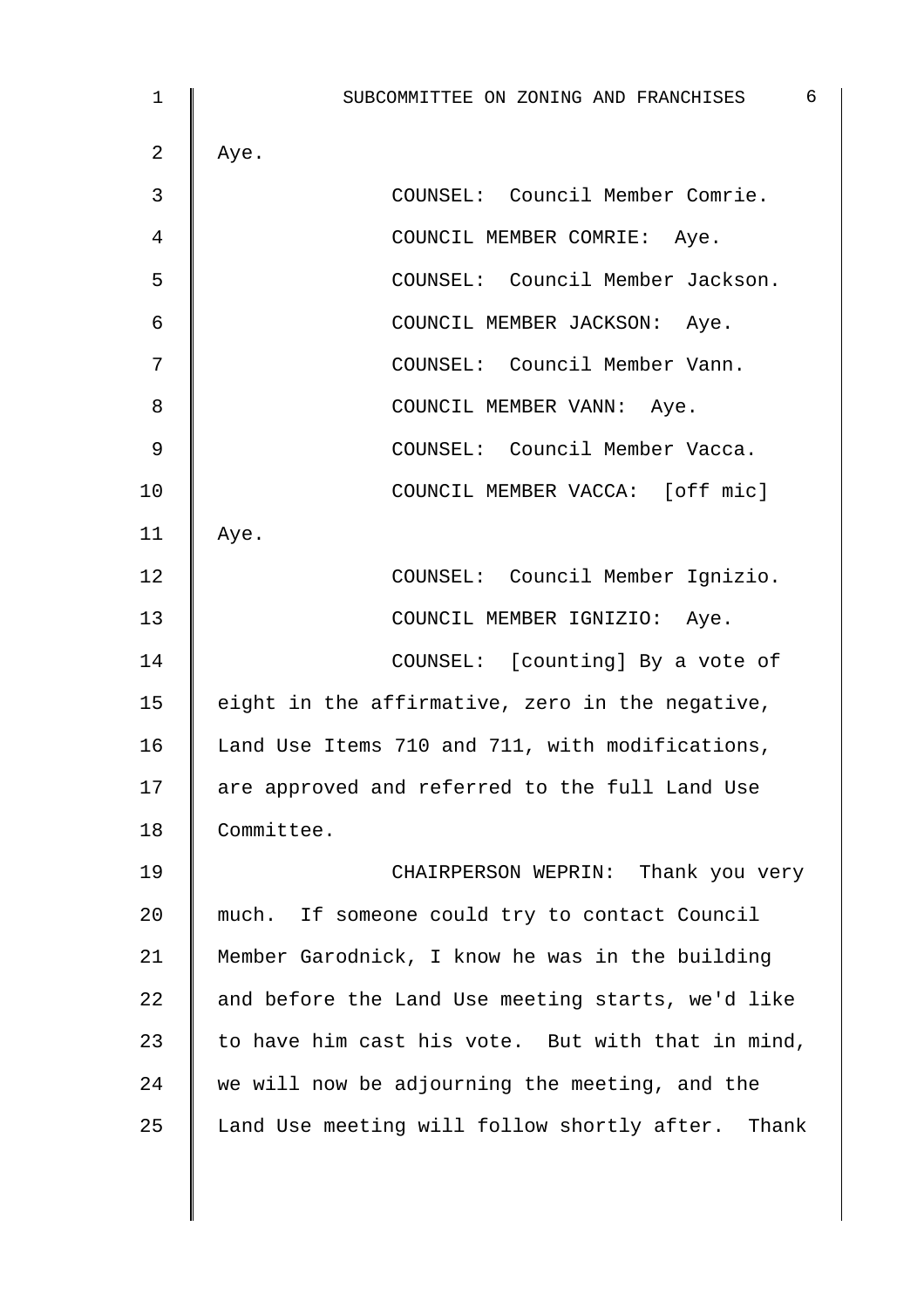Aye.

COUNSEL: Council Member Comrie.

COUNCIL MEMBER COMRIE: Aye.

COUNSEL: Council Member Jackson.

COUNCIL MEMBER JACKSON: Aye.

COUNSEL: Council Member Vann.

COUNCIL MEMBER VANN: Aye.

COUNSEL: Council Member Vacca.

COUNCIL MEMBER VACCA: [off mic] Aye.

COUNSEL: Council Member Ignizio.

COUNCIL MEMBER IGNIZIO: Aye.

COUNSEL: [counting] By a vote of eight in the affirmative, zero in the negative, Land Use Items 710 and 711, with modifications, are approved and referred to the full Land Use Committee.

CHAIRPERSON WEPRIN: Thank you very much. If someone could try to contact Council Member Garodnick, I know he was in the building and before the Land Use meeting starts, we'd like to have him cast his vote. But with that in mind, we will now be adjourning the meeting, and the Land Use meeting will follow shortly after. Thank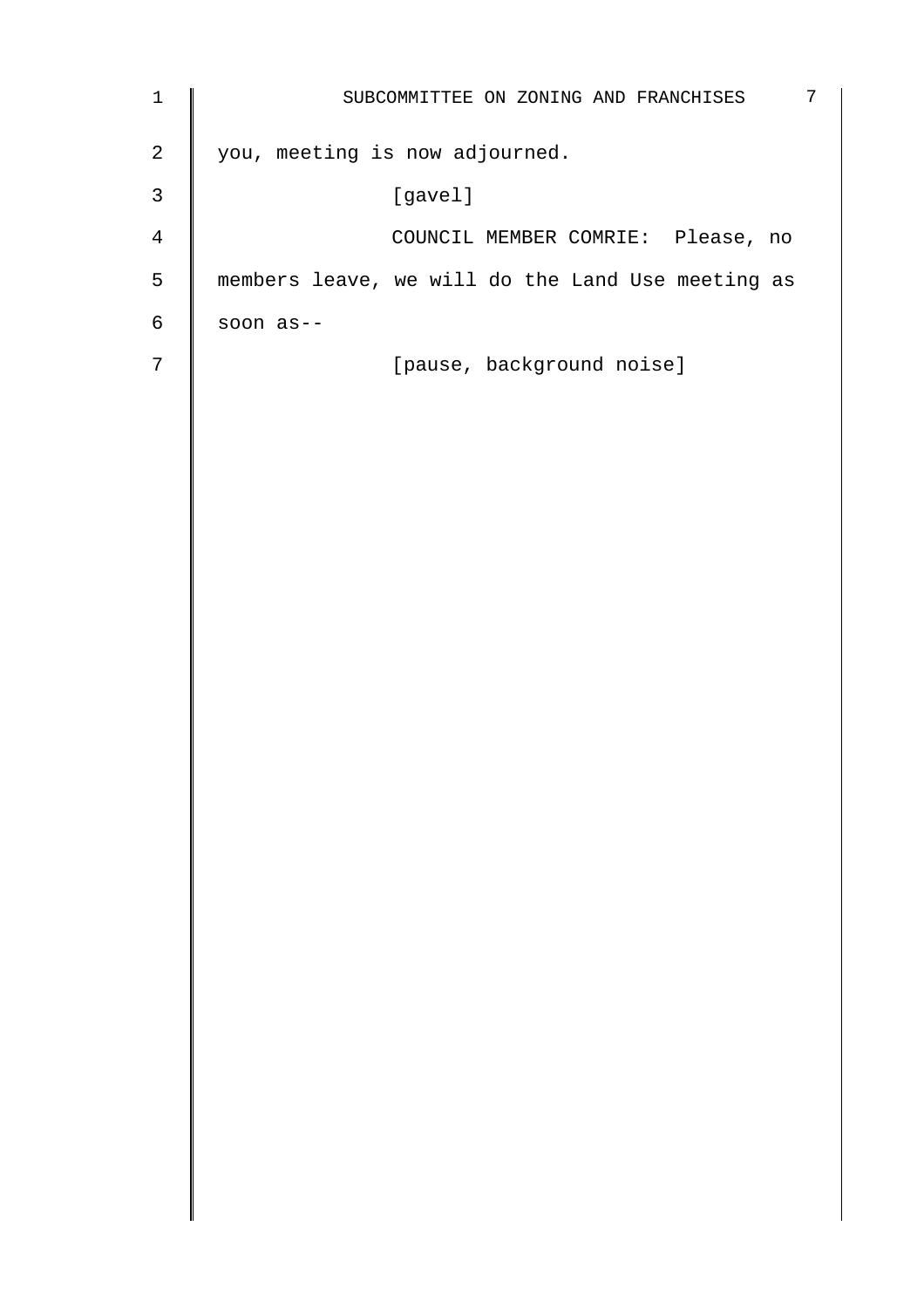you, meeting is now adjourned.

[gavel]

COUNCIL MEMBER COMRIE: Please, no members leave, we will do the Land Use meeting as soon as--

[pause, background noise]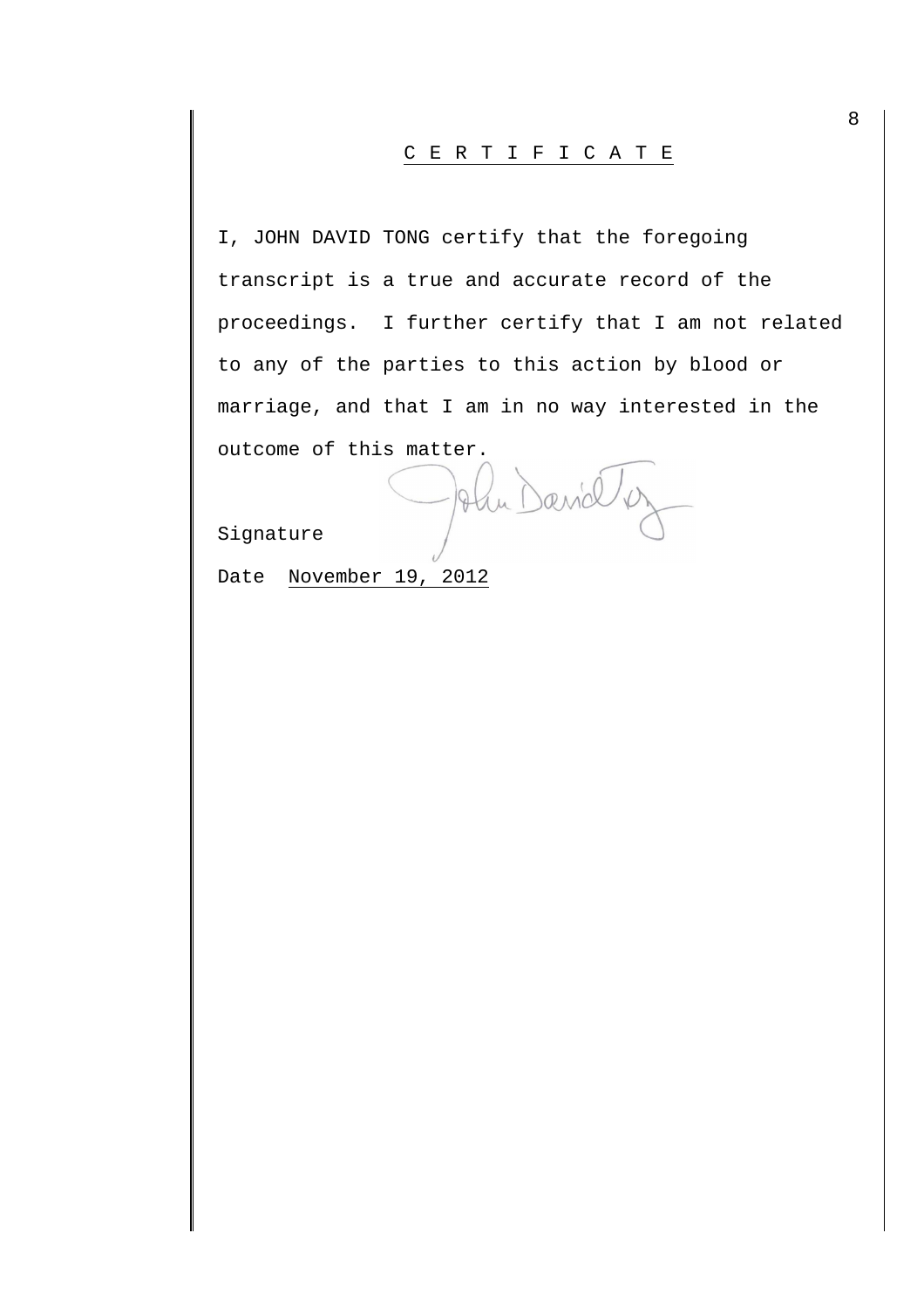# C E R T I F I C A T E

I, JOHN DAVID TONG certify that the foregoing transcript is a true and accurate record of the proceedings. I further certify that I am not related to any of the parties to this action by blood or marriage, and that I am in no way interested in the outcome of this matter.

Signature

Date November 19, 2012